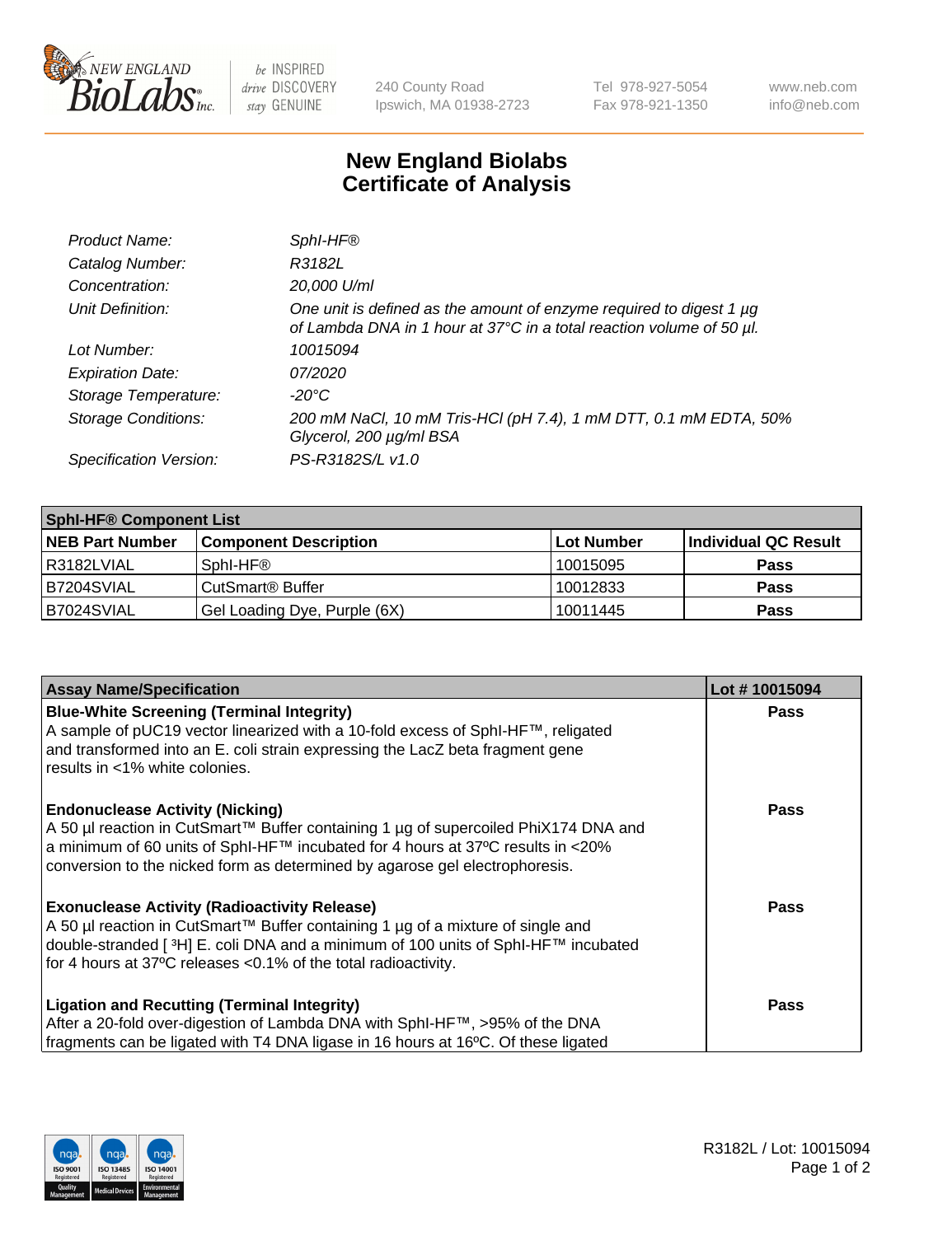# New England Biolabs Certificate of Analysis

| | |
|---|---|
| *Product Name:* | *SphI-HF®* |
| *Catalog Number:* | *R3182L* |
| *Concentration:* | *20,000 U/ml* |
| *Unit Definition:* | *One unit is defined as the amount of enzyme required to digest 1 µg of Lambda DNA in 1 hour at 37°C in a total reaction volume of 50 µl.* |
| *Lot Number:* | *10015094* |
| *Expiration Date:* | *07/2020* |
| *Storage Temperature:* | *-20°C* |
| *Storage Conditions:* | *200 mM NaCl, 10 mM Tris-HCl (pH 7.4), 1 mM DTT, 0.1 mM EDTA, 50% Glycerol, 200 µg/ml BSA* |
| *Specification Version:* | *PS-R3182S/L v1.0* |

| **SphI-HF® Component List** | | | |
|---|---|---|---|
| **NEB Part Number** | **Component Description** | **Lot Number** | **Individual QC Result** |
| R3182LVIAL | SphI-HF® | 10015095 | **Pass** |
| B7204SVIAL | CutSmart® Buffer | 10012833 | **Pass** |
| B7024SVIAL | Gel Loading Dye, Purple (6X) | 10011445 | **Pass** |

| **Assay Name/Specification** | **Lot # 10015094** |
|---|---|
| **Blue-White Screening (Terminal Integrity)** A sample of pUC19 vector linearized with a 10-fold excess of SphI-HF™, religated and transformed into an E. coli strain expressing the LacZ beta fragment gene results in <1% white colonies. | **Pass** |
| **Endonuclease Activity (Nicking)** A 50 µl reaction in CutSmart™ Buffer containing 1 µg of supercoiled PhiX174 DNA and a minimum of 60 units of SphI-HF™ incubated for 4 hours at 37ºC results in <20% conversion to the nicked form as determined by agarose gel electrophoresis. | **Pass** |
| **Exonuclease Activity (Radioactivity Release)** A 50 µl reaction in CutSmart™ Buffer containing 1 µg of a mixture of single and double-stranded [ $^3$H] E. coli DNA and a minimum of 100 units of SphI-HF™ incubated for 4 hours at 37ºC releases <0.1% of the total radioactivity. | **Pass** |
| **Ligation and Recutting (Terminal Integrity)** After a 20-fold over-digestion of Lambda DNA with SphI-HF™, >95% of the DNA fragments can be ligated with T4 DNA ligase in 16 hours at 16ºC. Of these ligated | **Pass** |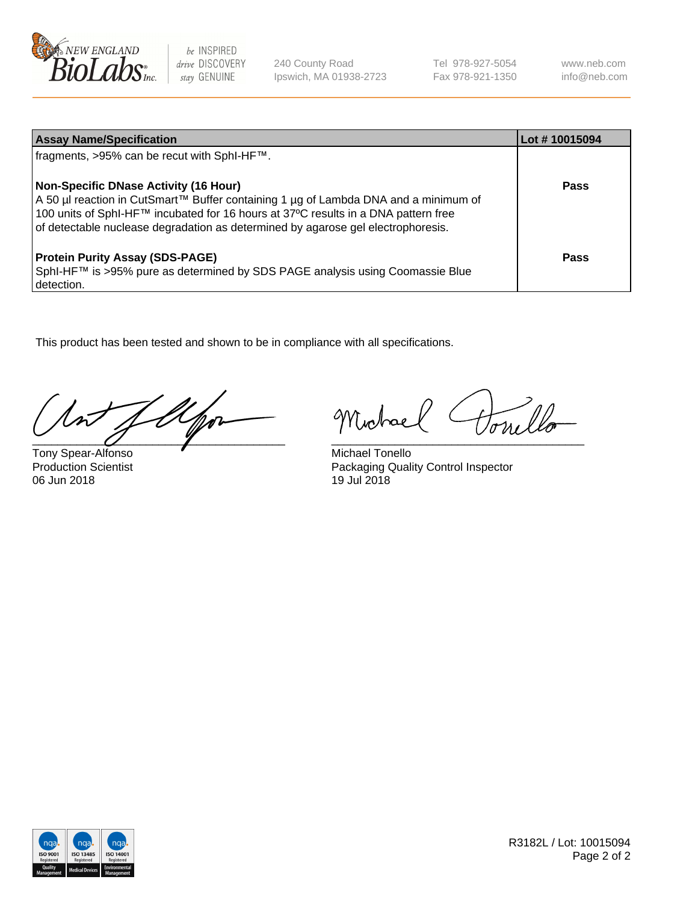| Assay Name/Specification | Lot # 10015094 |
|---|---|
| fragments, >95% can be recut with SphI-HF™. | |
| **Non-Specific DNase Activity (16 Hour)**<br>A 50 µl reaction in CutSmart™ Buffer containing 1 µg of Lambda DNA and a minimum of 100 units of SphI-HF™ incubated for 16 hours at 37ºC results in a DNA pattern free of detectable nuclease degradation as determined by agarose gel electrophoresis. | **Pass** |
| **Protein Purity Assay (SDS-PAGE)**<br>SphI-HF™ is >95% pure as determined by SDS PAGE analysis using Coomassie Blue detection. | **Pass** |

This product has been tested and shown to be in compliance with all specifications.

Tony Spear-Alfonso
Production Scientist
06 Jun 2018

Michael Tonello
Packaging Quality Control Inspector
19 Jul 2018

R3182L / Lot: 10015094